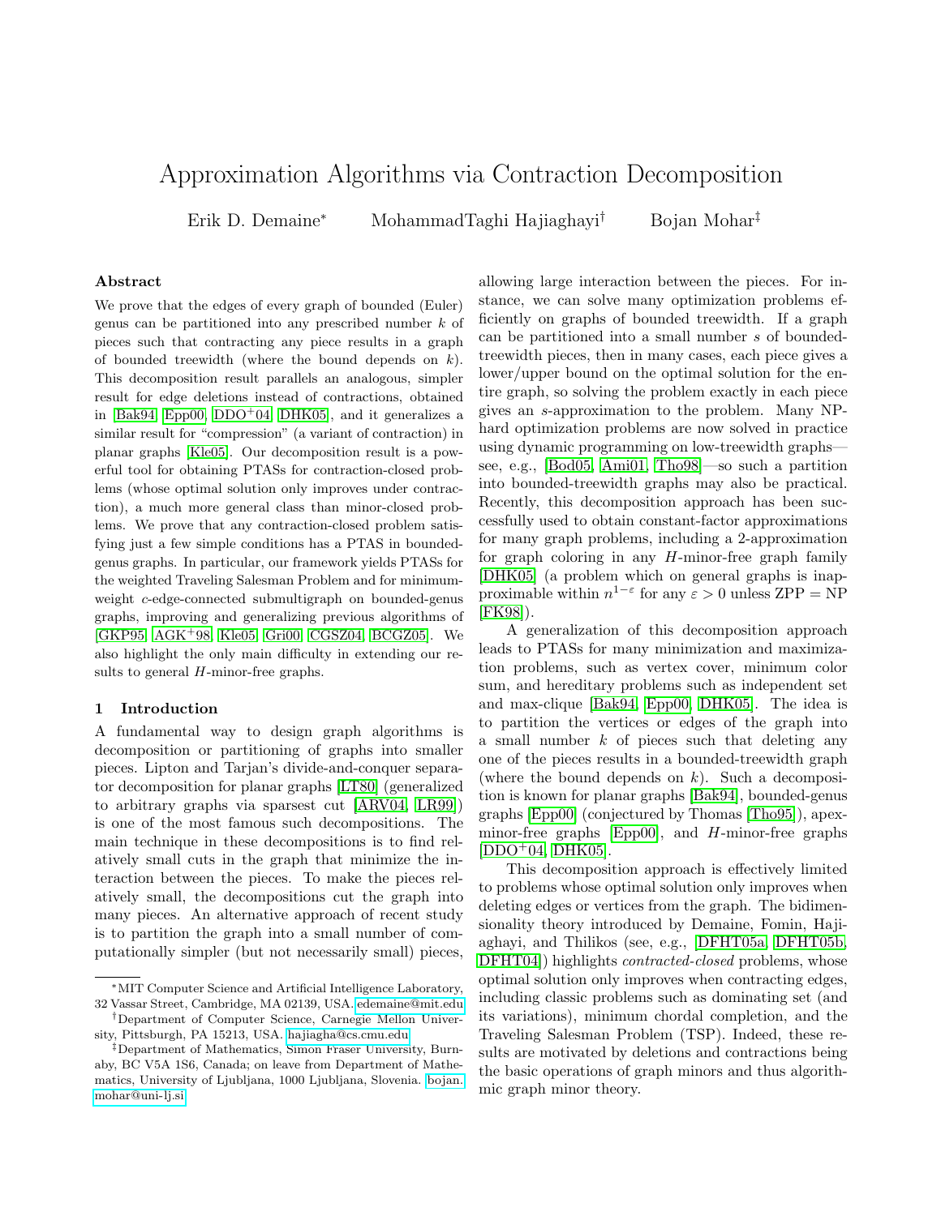# Approximation Algorithms via Contraction Decomposition

Erik D. Demaine* MohammadTaghi Hajiaghayi† Bojan Mohar‡

## Abstract

We prove that the edges of every graph of bounded (Euler) genus can be partitioned into any prescribed number $k$ of pieces such that contracting any piece results in a graph of bounded treewidth (where the bound depends on $k$). This decomposition result parallels an analogous, simpler result for edge deletions instead of contractions, obtained in [Bak94, Epp00, DDO+04, DHK05], and it generalizes a similar result for "compression" (a variant of contraction) in planar graphs [Kle05]. Our decomposition result is a powerful tool for obtaining PTASs for contraction-closed problems (whose optimal solution only improves under contraction), a much more general class than minor-closed problems. We prove that any contraction-closed problem satisfying just a few simple conditions has a PTAS in bounded-genus graphs. In particular, our framework yields PTASs for the weighted Traveling Salesman Problem and for minimum-weight $c$-edge-connected submultigraph on bounded-genus graphs, improving and generalizing previous algorithms of [GKP95, AGK+98, Kle05, Gri00, CGSZ04, BCGZ05]. We also highlight the only main difficulty in extending our results to general $H$-minor-free graphs.

## 1 Introduction

A fundamental way to design graph algorithms is decomposition or partitioning of graphs into smaller pieces. Lipton and Tarjan's divide-and-conquer separator decomposition for planar graphs [LT80] (generalized to arbitrary graphs via sparsest cut [ARV04, LR99]) is one of the most famous such decompositions. The main technique in these decompositions is to find relatively small cuts in the graph that minimize the interaction between the pieces. To make the pieces relatively small, the decompositions cut the graph into many pieces. An alternative approach of recent study is to partition the graph into a small number of computationally simpler (but not necessarily small) pieces, allowing large interaction between the pieces. For instance, we can solve many optimization problems efficiently on graphs of bounded treewidth. If a graph can be partitioned into a small number $s$ of bounded-treewidth pieces, then in many cases, each piece gives a lower/upper bound on the optimal solution for the entire graph, so solving the problem exactly in each piece gives an $s$-approximation to the problem. Many NP-hard optimization problems are now solved in practice using dynamic programming on low-treewidth graphs—see, e.g., [Bod05, Ami01, Tho98]—so such a partition into bounded-treewidth graphs may also be practical. Recently, this decomposition approach has been successfully used to obtain constant-factor approximations for many graph problems, including a 2-approximation for graph coloring in any $H$-minor-free graph family [DHK05] (a problem which on general graphs is inapproximable within $n^{1-\varepsilon}$ for any $\varepsilon > 0$ unless ZPP = NP [FK98]).

A generalization of this decomposition approach leads to PTASs for many minimization and maximization problems, such as vertex cover, minimum color sum, and hereditary problems such as independent set and max-clique [Bak94, Epp00, DHK05]. The idea is to partition the vertices or edges of the graph into a small number $k$ of pieces such that deleting any one of the pieces results in a bounded-treewidth graph (where the bound depends on $k$). Such a decomposition is known for planar graphs [Bak94], bounded-genus graphs [Epp00] (conjectured by Thomas [Tho95]), apex-minor-free graphs [Epp00], and $H$-minor-free graphs [DDO+04, DHK05].

This decomposition approach is effectively limited to problems whose optimal solution only improves when deleting edges or vertices from the graph. The bidimensionality theory introduced by Demaine, Fomin, Hajiaghayi, and Thilikos (see, e.g., [DFHT05a, DFHT05b, DFHT04]) highlights *contracted-closed* problems, whose optimal solution only improves when contracting edges, including classic problems such as dominating set (and its variations), minimum chordal completion, and the Traveling Salesman Problem (TSP). Indeed, these results are motivated by deletions and contractions being the basic operations of graph minors and thus algorithmic graph minor theory.

---

*MIT Computer Science and Artificial Intelligence Laboratory, 32 Vassar Street, Cambridge, MA 02139, USA. edemaine@mit.edu

†Department of Computer Science, Carnegie Mellon University, Pittsburgh, PA 15213, USA. hajiagha@cs.cmu.edu

‡Department of Mathematics, Simon Fraser University, Burnaby, BC V5A 1S6, Canada; on leave from Department of Mathematics, University of Ljubljana, 1000 Ljubljana, Slovenia. bojan.mohar@uni-lj.si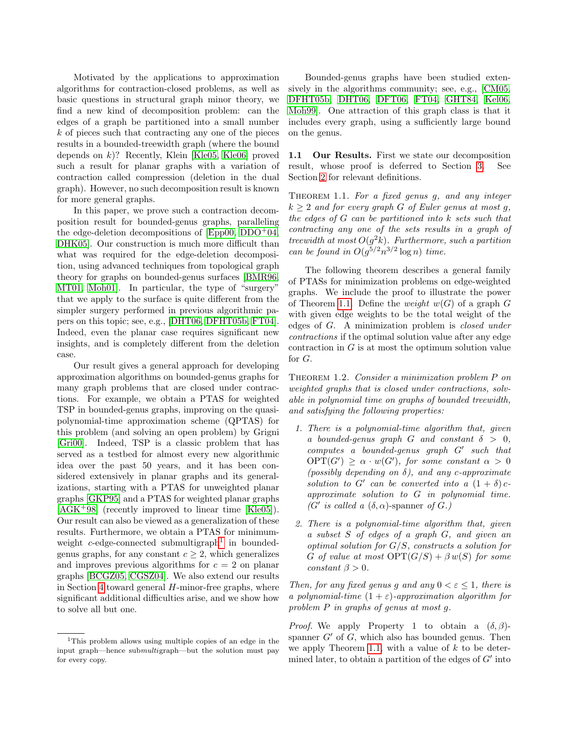Motivated by the applications to approximation algorithms for contraction-closed problems, as well as basic questions in structural graph minor theory, we find a new kind of decomposition problem: can the edges of a graph be partitioned into a small number $k$ of pieces such that contracting any one of the pieces results in a bounded-treewidth graph (where the bound depends on $k$)? Recently, Klein [Kle05, Kle06] proved such a result for planar graphs with a variation of contraction called compression (deletion in the dual graph). However, no such decomposition result is known for more general graphs.

In this paper, we prove such a contraction decomposition result for bounded-genus graphs, paralleling the edge-deletion decompositions of [Epp00, DDO+04, DHK05]. Our construction is much more difficult than what was required for the edge-deletion decomposition, using advanced techniques from topological graph theory for graphs on bounded-genus surfaces [BMR96, MT01, Moh01]. In particular, the type of "surgery" that we apply to the surface is quite different from the simpler surgery performed in previous algorithmic papers on this topic; see, e.g., [DHT06, DFHT05b, FT04]. Indeed, even the planar case requires significant new insights, and is completely different from the deletion case.

Our result gives a general approach for developing approximation algorithms on bounded-genus graphs for many graph problems that are closed under contractions. For example, we obtain a PTAS for weighted TSP in bounded-genus graphs, improving on the quasi-polynomial-time approximation scheme (QPTAS) for this problem (and solving an open problem) by Grigni [Gri00]. Indeed, TSP is a classic problem that has served as a testbed for almost every new algorithmic idea over the past 50 years, and it has been considered extensively in planar graphs and its generalizations, starting with a PTAS for unweighted planar graphs [GKP95] and a PTAS for weighted planar graphs [AGK+98] (recently improved to linear time [Kle05]). Our result can also be viewed as a generalization of these results. Furthermore, we obtain a PTAS for minimum-weight $c$-edge-connected submultigraph[1] in bounded-genus graphs, for any constant $c \geq 2$, which generalizes and improves previous algorithms for $c = 2$ on planar graphs [BCGZ05, CGSZ04]. We also extend our results in Section 4 toward general $H$-minor-free graphs, where significant additional difficulties arise, and we show how to solve all but one.

[1] This problem allows using multiple copies of an edge in the input graph—hence sub*multi*graph—but the solution must pay for every copy.

Bounded-genus graphs have been studied extensively in the algorithms community; see, e.g., [CM05, DFHT05b, DHT06, DFT06, FT04, GHT84, Kel06, Moh99]. One attraction of this graph class is that it includes every graph, using a sufficiently large bound on the genus.

**1.1 Our Results.** First we state our decomposition result, whose proof is deferred to Section 3. See Section 2 for relevant definitions.

THEOREM 1.1. *For a fixed genus $g$, and any integer $k \geq 2$ and for every graph $G$ of Euler genus at most $g$, the edges of $G$ can be partitioned into $k$ sets such that contracting any one of the sets results in a graph of treewidth at most $O(g^2 k)$. Furthermore, such a partition can be found in $O(g^{5/2} n^{3/2} \log n)$ time.*

The following theorem describes a general family of PTASs for minimization problems on edge-weighted graphs. We include the proof to illustrate the power of Theorem 1.1. Define the *weight* $w(G)$ of a graph $G$ with given edge weights to be the total weight of the edges of $G$. A minimization problem is *closed under contractions* if the optimal solution value after any edge contraction in $G$ is at most the optimum solution value for $G$.

THEOREM 1.2. *Consider a minimization problem $P$ on weighted graphs that is closed under contractions, solvable in polynomial time on graphs of bounded treewidth, and satisfying the following properties:*

1. *There is a polynomial-time algorithm that, given a bounded-genus graph $G$ and constant $\delta > 0$, computes a bounded-genus graph $G'$ such that $\mathrm{OPT}(G') \geq \alpha \cdot w(G')$, for some constant $\alpha > 0$ (possibly depending on $\delta$), and any $c$-approximate solution to $G'$ can be converted into a $(1+\delta)c$-approximate solution to $G$ in polynomial time. ($G'$ is called a $(\delta, \alpha)$-spanner of $G$.)*

2. *There is a polynomial-time algorithm that, given a subset $S$ of edges of a graph $G$, and given an optimal solution for $G/S$, constructs a solution for $G$ of value at most $\mathrm{OPT}(G/S) + \beta\, w(S)$ for some constant $\beta > 0$.*

*Then, for any fixed genus $g$ and any $0 < \varepsilon \leq 1$, there is a polynomial-time $(1+\varepsilon)$-approximation algorithm for problem $P$ in graphs of genus at most $g$.*

*Proof.* We apply Property 1 to obtain a $(\delta, \beta)$-spanner $G'$ of $G$, which also has bounded genus. Then we apply Theorem 1.1, with a value of $k$ to be determined later, to obtain a partition of the edges of $G'$ into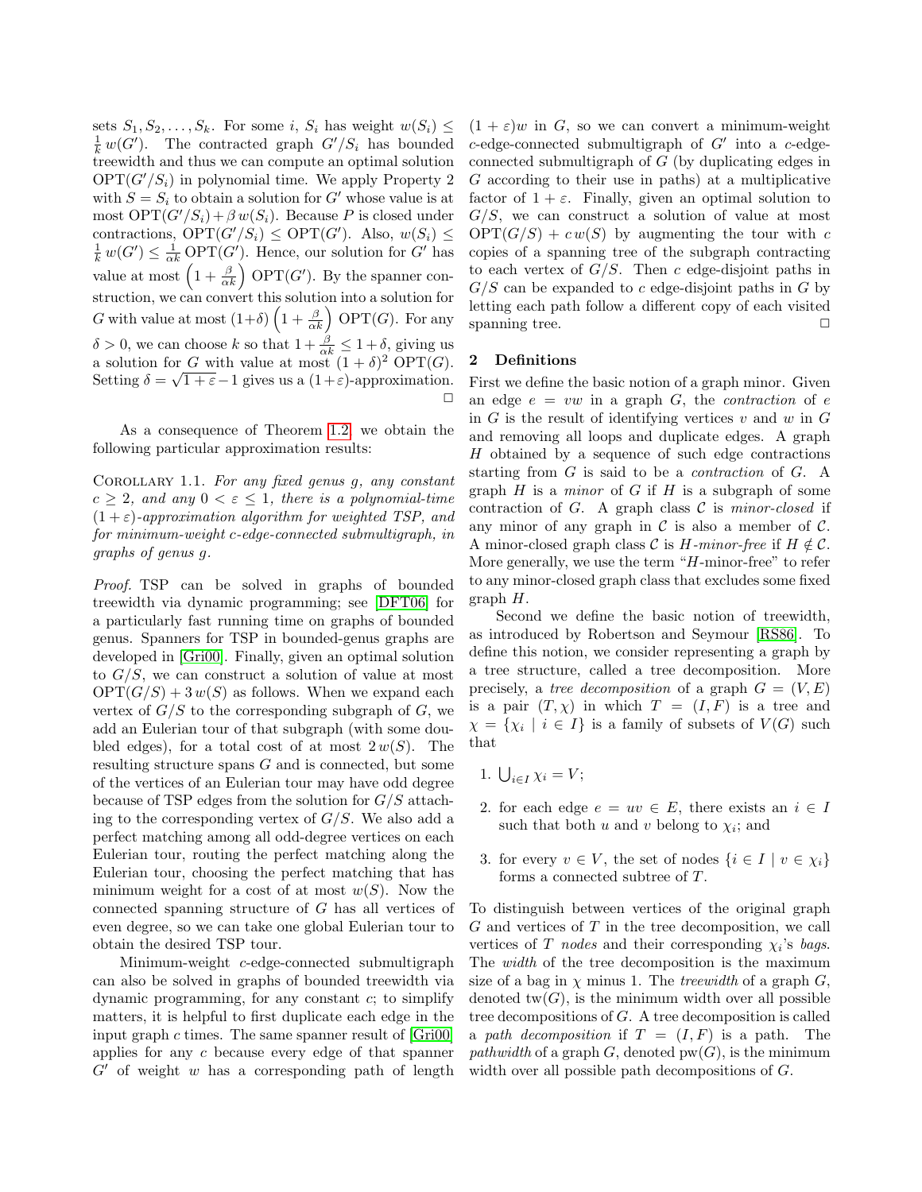sets $S_1, S_2, \ldots, S_k$. For some $i$, $S_i$ has weight $w(S_i) \le \frac{1}{k} w(G')$. The contracted graph $G'/S_i$ has bounded treewidth and thus we can compute an optimal solution $\mathrm{OPT}(G'/S_i)$ in polynomial time. We apply Property 2 with $S = S_i$ to obtain a solution for $G'$ whose value is at most $\mathrm{OPT}(G'/S_i) + \beta\, w(S_i)$. Because $P$ is closed under contractions, $\mathrm{OPT}(G'/S_i) \le \mathrm{OPT}(G')$. Also, $w(S_i) \le \frac{1}{k} w(G') \le \frac{1}{\alpha k} \mathrm{OPT}(G')$. Hence, our solution for $G'$ has value at most $\left(1 + \frac{\beta}{\alpha k}\right) \mathrm{OPT}(G')$. By the spanner construction, we can convert this solution into a solution for $G$ with value at most $(1+\delta)\left(1 + \frac{\beta}{\alpha k}\right) \mathrm{OPT}(G)$. For any $\delta > 0$, we can choose $k$ so that $1 + \frac{\beta}{\alpha k} \le 1 + \delta$, giving us a solution for $G$ with value at most $(1+\delta)^2\, \mathrm{OPT}(G)$. Setting $\delta = \sqrt{1+\varepsilon} - 1$ gives us a $(1+\varepsilon)$-approximation. □

As a consequence of Theorem 1.2, we obtain the following particular approximation results:

Corollary 1.1. *For any fixed genus $g$, any constant $c \ge 2$, and any $0 < \varepsilon \le 1$, there is a polynomial-time $(1+\varepsilon)$-approximation algorithm for weighted TSP, and for minimum-weight $c$-edge-connected submultigraph, in graphs of genus $g$.*

*Proof.* TSP can be solved in graphs of bounded treewidth via dynamic programming; see [DFT06] for a particularly fast running time on graphs of bounded genus. Spanners for TSP in bounded-genus graphs are developed in [Gri00]. Finally, given an optimal solution to $G/S$, we can construct a solution of value at most $\mathrm{OPT}(G/S) + 3\, w(S)$ as follows. When we expand each vertex of $G/S$ to the corresponding subgraph of $G$, we add an Eulerian tour of that subgraph (with some doubled edges), for a total cost of at most $2\, w(S)$. The resulting structure spans $G$ and is connected, but some of the vertices of an Eulerian tour may have odd degree because of TSP edges from the solution for $G/S$ attaching to the corresponding vertex of $G/S$. We also add a perfect matching among all odd-degree vertices on each Eulerian tour, routing the perfect matching along the Eulerian tour, choosing the perfect matching that has minimum weight for a cost of at most $w(S)$. Now the connected spanning structure of $G$ has all vertices of even degree, so we can take one global Eulerian tour to obtain the desired TSP tour.

Minimum-weight $c$-edge-connected submultigraph can also be solved in graphs of bounded treewidth via dynamic programming, for any constant $c$; to simplify matters, it is helpful to first duplicate each edge in the input graph $c$ times. The same spanner result of [Gri00] applies for any $c$ because every edge of that spanner $G'$ of weight $w$ has a corresponding path of length $(1+\varepsilon)w$ in $G$, so we can convert a minimum-weight $c$-edge-connected submultigraph of $G'$ into a $c$-edge-connected submultigraph of $G$ (by duplicating edges in $G$ according to their use in paths) at a multiplicative factor of $1+\varepsilon$. Finally, given an optimal solution to $G/S$, we can construct a solution of value at most $\mathrm{OPT}(G/S) + c\, w(S)$ by augmenting the tour with $c$ copies of a spanning tree of the subgraph contracting to each vertex of $G/S$. Then $c$ edge-disjoint paths in $G/S$ can be expanded to $c$ edge-disjoint paths in $G$ by letting each path follow a different copy of each visited spanning tree. □

## 2 Definitions

First we define the basic notion of a graph minor. Given an edge $e = vw$ in a graph $G$, the *contraction* of $e$ in $G$ is the result of identifying vertices $v$ and $w$ in $G$ and removing all loops and duplicate edges. A graph $H$ obtained by a sequence of such edge contractions starting from $G$ is said to be a *contraction* of $G$. A graph $H$ is a *minor* of $G$ if $H$ is a subgraph of some contraction of $G$. A graph class $\mathcal{C}$ is *minor-closed* if any minor of any graph in $\mathcal{C}$ is also a member of $\mathcal{C}$. A minor-closed graph class $\mathcal{C}$ is *$H$-minor-free* if $H \notin \mathcal{C}$. More generally, we use the term "$H$-minor-free" to refer to any minor-closed graph class that excludes some fixed graph $H$.

Second we define the basic notion of treewidth, as introduced by Robertson and Seymour [RS86]. To define this notion, we consider representing a graph by a tree structure, called a tree decomposition. More precisely, a *tree decomposition* of a graph $G = (V, E)$ is a pair $(T, \chi)$ in which $T = (I, F)$ is a tree and $\chi = \{\chi_i \mid i \in I\}$ is a family of subsets of $V(G)$ such that

1. $\bigcup_{i \in I} \chi_i = V$;
2. for each edge $e = uv \in E$, there exists an $i \in I$ such that both $u$ and $v$ belong to $\chi_i$; and
3. for every $v \in V$, the set of nodes $\{i \in I \mid v \in \chi_i\}$ forms a connected subtree of $T$.

To distinguish between vertices of the original graph $G$ and vertices of $T$ in the tree decomposition, we call vertices of $T$ *nodes* and their corresponding $\chi_i$'s *bags*. The *width* of the tree decomposition is the maximum size of a bag in $\chi$ minus 1. The *treewidth* of a graph $G$, denoted $\mathrm{tw}(G)$, is the minimum width over all possible tree decompositions of $G$. A tree decomposition is called a *path decomposition* if $T = (I, F)$ is a path. The *pathwidth* of a graph $G$, denoted $\mathrm{pw}(G)$, is the minimum width over all possible path decompositions of $G$.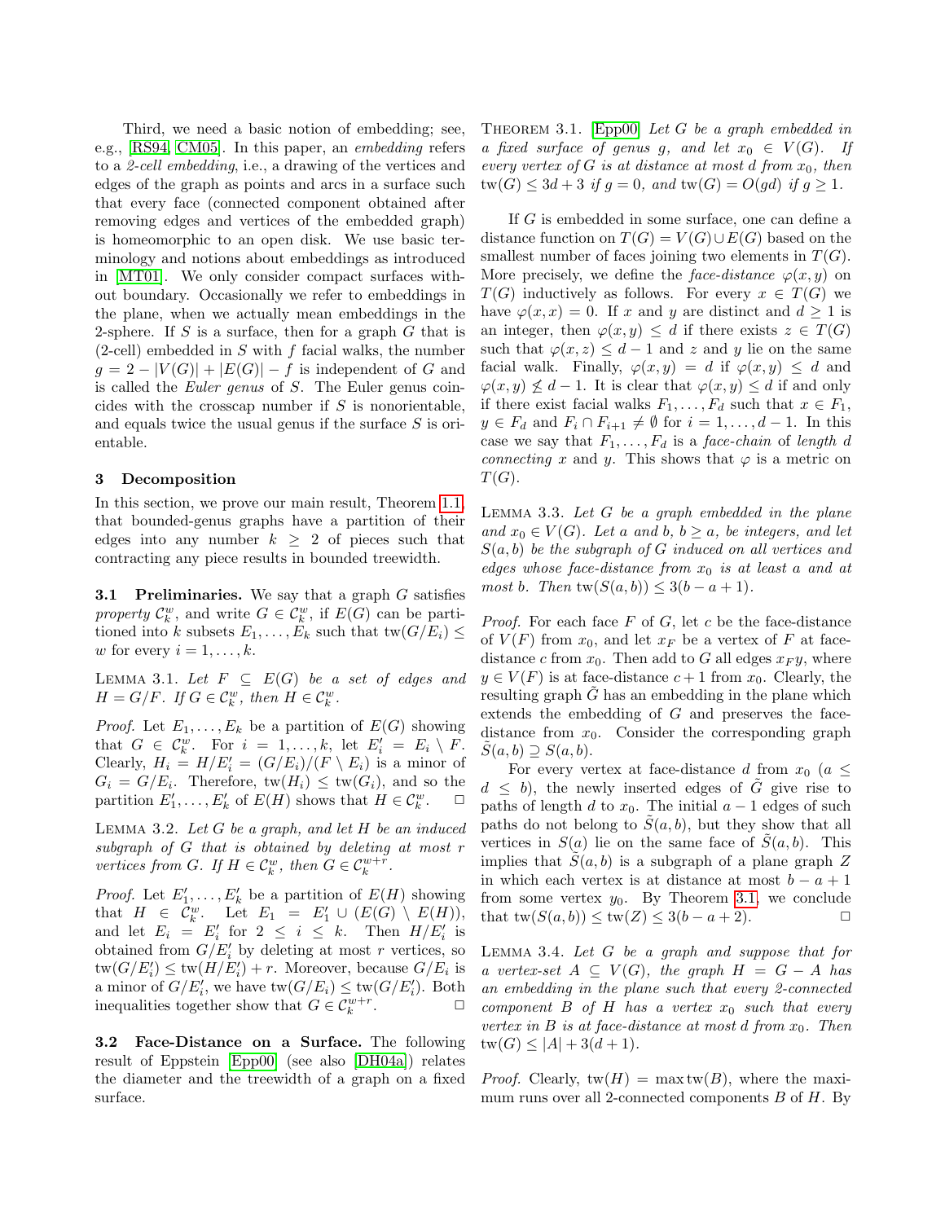Third, we need a basic notion of embedding; see, e.g., [RS94, CM05]. In this paper, an *embedding* refers to a *2-cell embedding*, i.e., a drawing of the vertices and edges of the graph as points and arcs in a surface such that every face (connected component obtained after removing edges and vertices of the embedded graph) is homeomorphic to an open disk. We use basic terminology and notions about embeddings as introduced in [MT01]. We only consider compact surfaces without boundary. Occasionally we refer to embeddings in the plane, when we actually mean embeddings in the 2-sphere. If $S$ is a surface, then for a graph $G$ that is (2-cell) embedded in $S$ with $f$ facial walks, the number $g = 2 - |V(G)| + |E(G)| - f$ is independent of $G$ and is called the *Euler genus* of $S$. The Euler genus coincides with the crosscap number if $S$ is nonorientable, and equals twice the usual genus if the surface $S$ is orientable.

## 3 Decomposition

In this section, we prove our main result, Theorem 1.1, that bounded-genus graphs have a partition of their edges into any number $k \geq 2$ of pieces such that contracting any piece results in bounded treewidth.

**3.1 Preliminaries.** We say that a graph $G$ satisfies *property* $\mathcal{C}_k^w$, and write $G \in \mathcal{C}_k^w$, if $E(G)$ can be partitioned into $k$ subsets $E_1, \ldots, E_k$ such that $\mathrm{tw}(G/E_i) \leq w$ for every $i = 1, \ldots, k$.

Lemma 3.1. *Let $F \subseteq E(G)$ be a set of edges and $H = G/F$. If $G \in \mathcal{C}_k^w$, then $H \in \mathcal{C}_k^w$.*

*Proof.* Let $E_1, \ldots, E_k$ be a partition of $E(G)$ showing that $G \in \mathcal{C}_k^w$. For $i = 1, \ldots, k$, let $E_i' = E_i \setminus F$. Clearly, $H_i = H/E_i' = (G/E_i)/(F \setminus E_i)$ is a minor of $G_i = G/E_i$. Therefore, $\mathrm{tw}(H_i) \leq \mathrm{tw}(G_i)$, and so the partition $E_1', \ldots, E_k'$ of $E(H)$ shows that $H \in \mathcal{C}_k^w$. □

Lemma 3.2. *Let $G$ be a graph, and let $H$ be an induced subgraph of $G$ that is obtained by deleting at most $r$ vertices from $G$. If $H \in \mathcal{C}_k^w$, then $G \in \mathcal{C}_k^{w+r}$.*

*Proof.* Let $E_1', \ldots, E_k'$ be a partition of $E(H)$ showing that $H \in \mathcal{C}_k^w$. Let $E_1 = E_1' \cup (E(G) \setminus E(H))$, and let $E_i = E_i'$ for $2 \leq i \leq k$. Then $H/E_i'$ is obtained from $G/E_i'$ by deleting at most $r$ vertices, so $\mathrm{tw}(G/E_i') \leq \mathrm{tw}(H/E_i') + r$. Moreover, because $G/E_i$ is a minor of $G/E_i'$, we have $\mathrm{tw}(G/E_i) \leq \mathrm{tw}(G/E_i')$. Both inequalities together show that $G \in \mathcal{C}_k^{w+r}$. □

**3.2 Face-Distance on a Surface.** The following result of Eppstein [Epp00] (see also [DH04a]) relates the diameter and the treewidth of a graph on a fixed surface.

Theorem 3.1. [Epp00] *Let $G$ be a graph embedded in a fixed surface of genus $g$, and let $x_0 \in V(G)$. If every vertex of $G$ is at distance at most $d$ from $x_0$, then $\mathrm{tw}(G) \leq 3d + 3$ if $g = 0$, and $\mathrm{tw}(G) = O(gd)$ if $g \geq 1$.*

If $G$ is embedded in some surface, one can define a distance function on $T(G) = V(G) \cup E(G)$ based on the smallest number of faces joining two elements in $T(G)$. More precisely, we define the *face-distance* $\varphi(x, y)$ on $T(G)$ inductively as follows. For every $x \in T(G)$ we have $\varphi(x, x) = 0$. If $x$ and $y$ are distinct and $d \geq 1$ is an integer, then $\varphi(x, y) \leq d$ if there exists $z \in T(G)$ such that $\varphi(x, z) \leq d - 1$ and $z$ and $y$ lie on the same facial walk. Finally, $\varphi(x, y) = d$ if $\varphi(x, y) \leq d$ and $\varphi(x, y) \not\leq d - 1$. It is clear that $\varphi(x, y) \leq d$ if and only if there exist facial walks $F_1, \ldots, F_d$ such that $x \in F_1$, $y \in F_d$ and $F_i \cap F_{i+1} \neq \emptyset$ for $i = 1, \ldots, d - 1$. In this case we say that $F_1, \ldots, F_d$ is a *face-chain* of *length* $d$ *connecting* $x$ and $y$. This shows that $\varphi$ is a metric on $T(G)$.

Lemma 3.3. *Let $G$ be a graph embedded in the plane and $x_0 \in V(G)$. Let $a$ and $b$, $b \geq a$, be integers, and let $S(a, b)$ be the subgraph of $G$ induced on all vertices and edges whose face-distance from $x_0$ is at least $a$ and at most $b$. Then $\mathrm{tw}(S(a, b)) \leq 3(b - a + 1)$.*

*Proof.* For each face $F$ of $G$, let $c$ be the face-distance of $V(F)$ from $x_0$, and let $x_F$ be a vertex of $F$ at face-distance $c$ from $x_0$. Then add to $G$ all edges $x_F y$, where $y \in V(F)$ is at face-distance $c + 1$ from $x_0$. Clearly, the resulting graph $\tilde{G}$ has an embedding in the plane which extends the embedding of $G$ and preserves the face-distance from $x_0$. Consider the corresponding graph $\tilde{S}(a, b) \supseteq S(a, b)$.

For every vertex at face-distance $d$ from $x_0$ ($a \leq d \leq b$), the newly inserted edges of $\tilde{G}$ give rise to paths of length $d$ to $x_0$. The initial $a - 1$ edges of such paths do not belong to $\tilde{S}(a, b)$, but they show that all vertices in $S(a)$ lie on the same face of $\tilde{S}(a, b)$. This implies that $\tilde{S}(a, b)$ is a subgraph of a plane graph $Z$ in which each vertex is at distance at most $b - a + 1$ from some vertex $y_0$. By Theorem 3.1, we conclude that $\mathrm{tw}(S(a, b)) \leq \mathrm{tw}(Z) \leq 3(b - a + 2)$. □

Lemma 3.4. *Let $G$ be a graph and suppose that for a vertex-set $A \subseteq V(G)$, the graph $H = G - A$ has an embedding in the plane such that every 2-connected component $B$ of $H$ has a vertex $x_0$ such that every vertex in $B$ is at face-distance at most $d$ from $x_0$. Then $\mathrm{tw}(G) \leq |A| + 3(d + 1)$.*

*Proof.* Clearly, $\mathrm{tw}(H) = \max \mathrm{tw}(B)$, where the maximum runs over all 2-connected components $B$ of $H$. By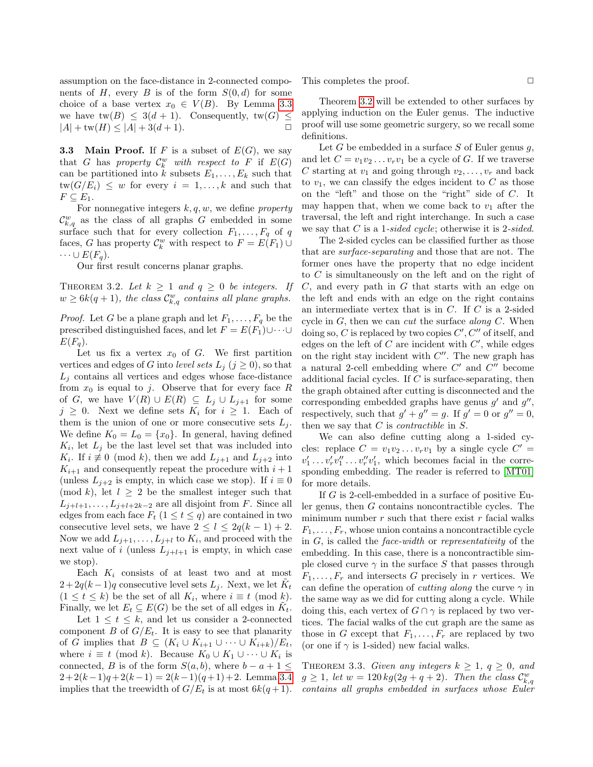assumption on the face-distance in 2-connected components of $H$, every $B$ is of the form $S(0, d)$ for some choice of a base vertex $x_0 \in V(B)$. By Lemma 3.3 we have $\mathrm{tw}(B) \le 3(d+1)$. Consequently, $\mathrm{tw}(G) \le |A| + \mathrm{tw}(H) \le |A| + 3(d+1)$. □

**3.3 Main Proof.** If $F$ is a subset of $E(G)$, we say that $G$ has *property $\mathcal{C}_k^w$ with respect to $F$* if $E(G)$ can be partitioned into $k$ subsets $E_1, \dots, E_k$ such that $\mathrm{tw}(G/E_i) \le w$ for every $i = 1, \dots, k$ and such that $F \subseteq E_1$.

For nonnegative integers $k, q, w$, we define *property $\mathcal{C}_{k,q}^w$* as the class of all graphs $G$ embedded in some surface such that for every collection $F_1, \dots, F_q$ of $q$ faces, $G$ has property $\mathcal{C}_k^w$ with respect to $F = E(F_1) \cup \dots \cup E(F_q)$.

Our first result concerns planar graphs.

Theorem 3.2. *Let $k \ge 1$ and $q \ge 0$ be integers. If $w \ge 6k(q+1)$, the class $\mathcal{C}_{k,q}^w$ contains all plane graphs.*

*Proof.* Let $G$ be a plane graph and let $F_1, \dots, F_q$ be the prescribed distinguished faces, and let $F = E(F_1) \cup \dots \cup E(F_q)$.

Let us fix a vertex $x_0$ of $G$. We first partition vertices and edges of $G$ into *level sets* $L_j$ ($j \ge 0$), so that $L_j$ contains all vertices and edges whose face-distance from $x_0$ is equal to $j$. Observe that for every face $R$ of $G$, we have $V(R) \cup E(R) \subseteq L_j \cup L_{j+1}$ for some $j \ge 0$. Next we define sets $K_i$ for $i \ge 1$. Each of them is the union of one or more consecutive sets $L_j$. We define $K_0 = L_0 = \{x_0\}$. In general, having defined $K_i$, let $L_j$ be the last level set that was included into $K_i$. If $i \not\equiv 0 \pmod{k}$, then we add $L_{j+1}$ and $L_{j+2}$ into $K_{i+1}$ and consequently repeat the procedure with $i+1$ (unless $L_{j+2}$ is empty, in which case we stop). If $i \equiv 0 \pmod{k}$, let $l \ge 2$ be the smallest integer such that $L_{j+l+1}, \dots, L_{j+l+2k-2}$ are all disjoint from $F$. Since all edges from each face $F_t$ ($1 \le t \le q$) are contained in two consecutive level sets, we have $2 \le l \le 2q(k-1)+2$. Now we add $L_{j+1}, \dots, L_{j+l}$ to $K_i$, and proceed with the next value of $i$ (unless $L_{j+l+1}$ is empty, in which case we stop).

Each $K_i$ consists of at least two and at most $2 + 2q(k-1)q$ consecutive level sets $L_j$. Next, we let $\tilde{K}_t$ ($1 \le t \le k$) be the set of all $K_i$, where $i \equiv t \pmod{k}$. Finally, we let $E_t \subseteq E(G)$ be the set of all edges in $\tilde{K}_t$.

Let $1 \le t \le k$, and let us consider a 2-connected component $B$ of $G/E_t$. It is easy to see that planarity of $G$ implies that $B \subseteq (K_i \cup K_{i+1} \cup \dots \cup K_{i+k})/E_t$, where $i \equiv t \pmod{k}$. Because $K_0 \cup K_1 \cup \dots \cup K_i$ is connected, $B$ is of the form $S(a, b)$, where $b - a + 1 \le 2 + 2(k-1)q + 2(k-1) = 2(k-1)(q+1) + 2$. Lemma 3.4 implies that the treewidth of $G/E_t$ is at most $6k(q+1)$. This completes the proof. □

Theorem 3.2 will be extended to other surfaces by applying induction on the Euler genus. The inductive proof will use some geometric surgery, so we recall some definitions.

Let $G$ be embedded in a surface $S$ of Euler genus $g$, and let $C = v_1 v_2 \dots v_r v_1$ be a cycle of $G$. If we traverse $C$ starting at $v_1$ and going through $v_2, \dots, v_r$ and back to $v_1$, we can classify the edges incident to $C$ as those on the "left" and those on the "right" side of $C$. It may happen that, when we come back to $v_1$ after the traversal, the left and right interchange. In such a case we say that $C$ is a *1-sided cycle*; otherwise it is *2-sided*.

The 2-sided cycles can be classified further as those that are *surface-separating* and those that are not. The former ones have the property that no edge incident to $C$ is simultaneously on the left and on the right of $C$, and every path in $G$ that starts with an edge on the left and ends with an edge on the right contains an intermediate vertex that is in $C$. If $C$ is a 2-sided cycle in $G$, then we can *cut* the surface *along* $C$. When doing so, $C$ is replaced by two copies $C', C''$ of itself, and edges on the left of $C$ are incident with $C'$, while edges on the right stay incident with $C''$. The new graph has a natural 2-cell embedding where $C'$ and $C''$ become additional facial cycles. If $C$ is surface-separating, then the graph obtained after cutting is disconnected and the corresponding embedded graphs have genus $g'$ and $g''$, respectively, such that $g' + g'' = g$. If $g' = 0$ or $g'' = 0$, then we say that $C$ is *contractible* in $S$.

We can also define cutting along a 1-sided cycles: replace $C = v_1 v_2 \dots v_r v_1$ by a single cycle $C' = v_1' \dots v_r' v_1'' \dots v_r'' v_1'$, which becomes facial in the corresponding embedding. The reader is referred to [MT01] for more details.

If $G$ is 2-cell-embedded in a surface of positive Euler genus, then $G$ contains noncontractible cycles. The minimum number $r$ such that there exist $r$ facial walks $F_1, \dots, F_r$, whose union contains a noncontractible cycle in $G$, is called the *face-width* or *representativity* of the embedding. In this case, there is a noncontractible simple closed curve $\gamma$ in the surface $S$ that passes through $F_1, \dots, F_r$ and intersects $G$ precisely in $r$ vertices. We can define the operation of *cutting along* the curve $\gamma$ in the same way as we did for cutting along a cycle. While doing this, each vertex of $G \cap \gamma$ is replaced by two vertices. The facial walks of the cut graph are the same as those in $G$ except that $F_1, \dots, F_r$ are replaced by two (or one if $\gamma$ is 1-sided) new facial walks.

Theorem 3.3. *Given any integers $k \ge 1$, $q \ge 0$, and $g \ge 1$, let $w = 120\,kg(2g+q+2)$. Then the class $\mathcal{C}_{k,q}^w$ contains all graphs embedded in surfaces whose Euler*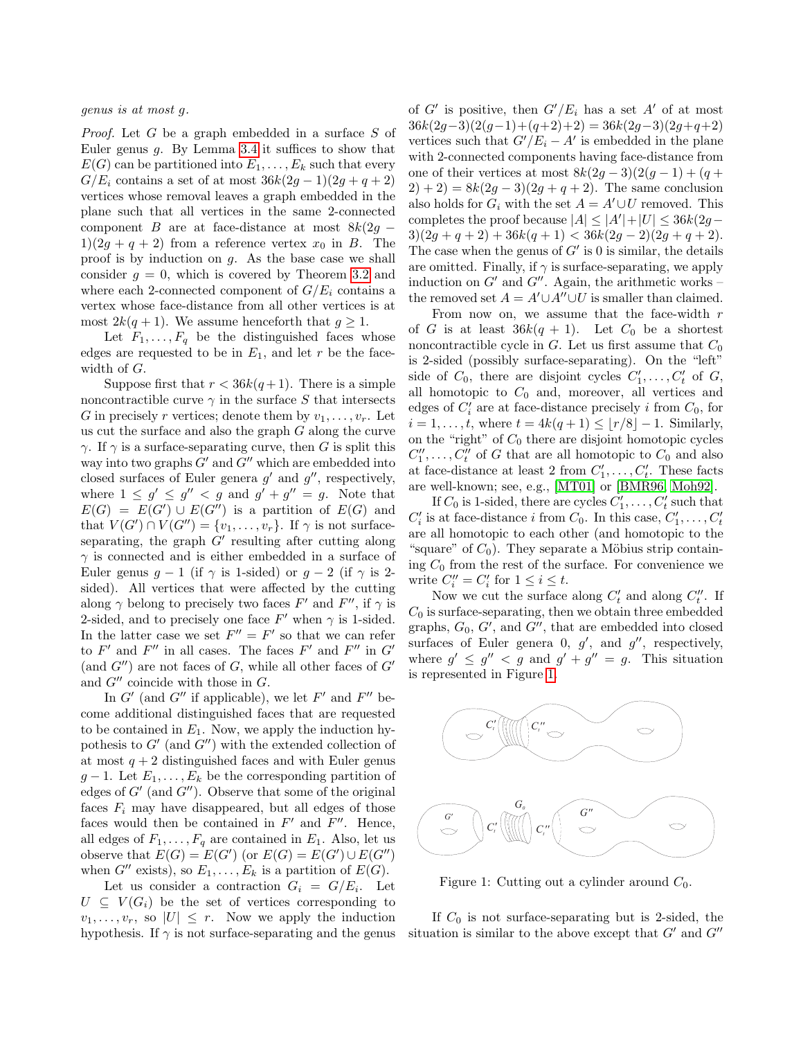*genus is at most g.*

*Proof.* Let $G$ be a graph embedded in a surface $S$ of Euler genus $g$. By Lemma 3.4 it suffices to show that $E(G)$ can be partitioned into $E_1, \dots, E_k$ such that every $G/E_i$ contains a set of at most $36k(2g-1)(2g+q+2)$ vertices whose removal leaves a graph embedded in the plane such that all vertices in the same 2-connected component $B$ are at face-distance at most $8k(2g-1)(2g+q+2)$ from a reference vertex $x_0$ in $B$. The proof is by induction on $g$. As the base case we shall consider $g = 0$, which is covered by Theorem 3.2 and where each 2-connected component of $G/E_i$ contains a vertex whose face-distance from all other vertices is at most $2k(q+1)$. We assume henceforth that $g \ge 1$.

Let $F_1, \dots, F_q$ be the distinguished faces whose edges are requested to be in $E_1$, and let $r$ be the face-width of $G$.

Suppose first that $r < 36k(q+1)$. There is a simple noncontractible curve $\gamma$ in the surface $S$ that intersects $G$ in precisely $r$ vertices; denote them by $v_1, \dots, v_r$. Let us cut the surface and also the graph $G$ along the curve $\gamma$. If $\gamma$ is a surface-separating curve, then $G$ is split this way into two graphs $G'$ and $G''$ which are embedded into closed surfaces of Euler genera $g'$ and $g''$, respectively, where $1 \le g' \le g'' < g$ and $g' + g'' = g$. Note that $E(G) = E(G') \cup E(G'')$ is a partition of $E(G)$ and that $V(G') \cap V(G'') = \{v_1, \dots, v_r\}$. If $\gamma$ is not surface-separating, the graph $G'$ resulting after cutting along $\gamma$ is connected and is either embedded in a surface of Euler genus $g-1$ (if $\gamma$ is 1-sided) or $g-2$ (if $\gamma$ is 2-sided). All vertices that were affected by the cutting along $\gamma$ belong to precisely two faces $F'$ and $F''$, if $\gamma$ is 2-sided, and to precisely one face $F'$ when $\gamma$ is 1-sided. In the latter case we set $F'' = F'$ so that we can refer to $F'$ and $F''$ in all cases. The faces $F'$ and $F''$ in $G'$ (and $G''$) are not faces of $G$, while all other faces of $G'$ and $G''$ coincide with those in $G$.

In $G'$ (and $G''$ if applicable), we let $F'$ and $F''$ become additional distinguished faces that are requested to be contained in $E_1$. Now, we apply the induction hypothesis to $G'$ (and $G''$) with the extended collection of at most $q+2$ distinguished faces and with Euler genus $g-1$. Let $E_1, \dots, E_k$ be the corresponding partition of edges of $G'$ (and $G''$). Observe that some of the original faces $F_i$ may have disappeared, but all edges of those faces would then be contained in $F'$ and $F''$. Hence, all edges of $F_1, \dots, F_q$ are contained in $E_1$. Also, let us observe that $E(G) = E(G')$ (or $E(G) = E(G') \cup E(G'')$ when $G''$ exists), so $E_1, \dots, E_k$ is a partition of $E(G)$.

Let us consider a contraction $G_i = G/E_i$. Let $U \subseteq V(G_i)$ be the set of vertices corresponding to $v_1, \dots, v_r$, so $|U| \le r$. Now we apply the induction hypothesis. If $\gamma$ is not surface-separating and the genus of $G'$ is positive, then $G'/E_i$ has a set $A'$ of at most $36k(2g-3)(2(g-1)+(q+2)+2) = 36k(2g-3)(2g+q+2)$ vertices such that $G'/E_i - A'$ is embedded in the plane with 2-connected components having face-distance from one of their vertices at most $8k(2g-3)(2(g-1)+(q+2)+2) = 8k(2g-3)(2g+q+2)$. The same conclusion also holds for $G_i$ with the set $A = A' \cup U$ removed. This completes the proof because $|A| \le |A'| + |U| \le 36k(2g-3)(2g+q+2) + 36k(q+1) < 36k(2g-2)(2g+q+2)$. The case when the genus of $G'$ is 0 is similar, the details are omitted. Finally, if $\gamma$ is surface-separating, we apply induction on $G'$ and $G''$. Again, the arithmetic works – the removed set $A = A' \cup A'' \cup U$ is smaller than claimed.

From now on, we assume that the face-width $r$ of $G$ is at least $36k(q+1)$. Let $C_0$ be a shortest noncontractible cycle in $G$. Let us first assume that $C_0$ is 2-sided (possibly surface-separating). On the "left" side of $C_0$, there are disjoint cycles $C'_1, \dots, C'_t$ of $G$, all homotopic to $C_0$ and, moreover, all vertices and edges of $C'_i$ are at face-distance precisely $i$ from $C_0$, for $i = 1, \dots, t$, where $t = 4k(q+1) \le \lfloor r/8 \rfloor - 1$. Similarly, on the "right" of $C_0$ there are disjoint homotopic cycles $C''_1, \dots, C''_t$ of $G$ that are all homotopic to $C_0$ and also at face-distance at least 2 from $C'_1, \dots, C'_t$. These facts are well-known; see, e.g., [MT01] or [BMR96, Moh92].

If $C_0$ is 1-sided, there are cycles $C'_1, \dots, C'_t$ such that $C'_i$ is at face-distance $i$ from $C_0$. In this case, $C'_1, \dots, C'_t$ are all homotopic to each other (and homotopic to the "square" of $C_0$). They separate a Möbius strip containing $C_0$ from the rest of the surface. For convenience we write $C''_i = C'_i$ for $1 \le i \le t$.

Now we cut the surface along $C'_t$ and along $C''_t$. If $C_0$ is surface-separating, then we obtain three embedded graphs, $G_0$, $G'$, and $G''$, that are embedded into closed surfaces of Euler genera 0, $g'$, and $g''$, respectively, where $g' \le g'' < g$ and $g' + g'' = g$. This situation is represented in Figure 1.

Figure 1: Cutting out a cylinder around $C_0$.

If $C_0$ is not surface-separating but is 2-sided, the situation is similar to the above except that $G'$ and $G''$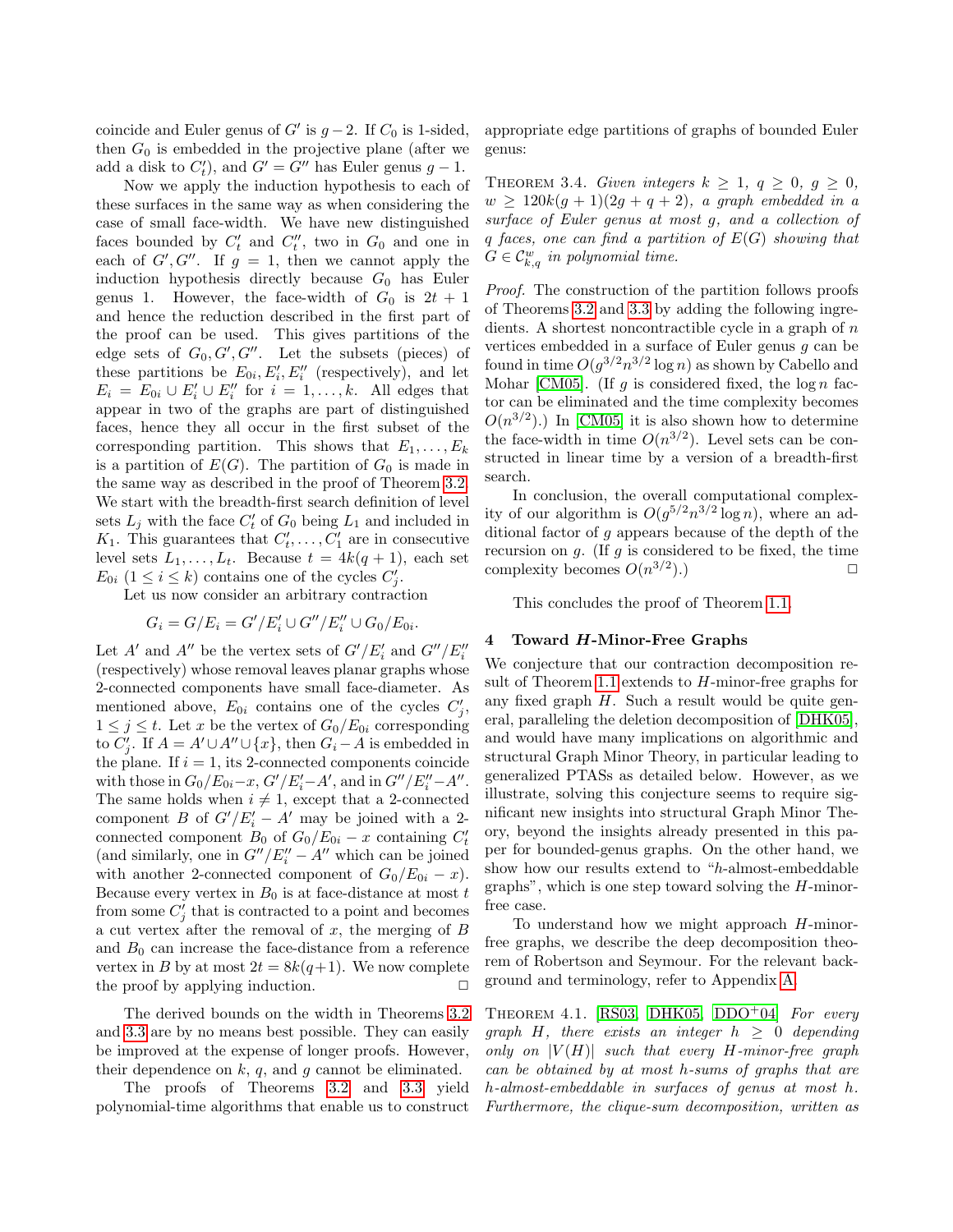coincide and Euler genus of $G'$ is $g-2$. If $C_0$ is 1-sided, then $G_0$ is embedded in the projective plane (after we add a disk to $C'_t$), and $G' = G''$ has Euler genus $g-1$.

Now we apply the induction hypothesis to each of these surfaces in the same way as when considering the case of small face-width. We have new distinguished faces bounded by $C'_t$ and $C''_t$, two in $G_0$ and one in each of $G', G''$. If $g = 1$, then we cannot apply the induction hypothesis directly because $G_0$ has Euler genus 1. However, the face-width of $G_0$ is $2t+1$ and hence the reduction described in the first part of the proof can be used. This gives partitions of the edge sets of $G_0, G', G''$. Let the subsets (pieces) of these partitions be $E_{0i}, E'_i, E''_i$ (respectively), and let $E_i = E_{0i} \cup E'_i \cup E''_i$ for $i = 1, \ldots, k$. All edges that appear in two of the graphs are part of distinguished faces, hence they all occur in the first subset of the corresponding partition. This shows that $E_1, \ldots, E_k$ is a partition of $E(G)$. The partition of $G_0$ is made in the same way as described in the proof of Theorem 3.2. We start with the breadth-first search definition of level sets $L_j$ with the face $C'_t$ of $G_0$ being $L_1$ and included in $K_1$. This guarantees that $C'_t, \ldots, C'_1$ are in consecutive level sets $L_1, \ldots, L_t$. Because $t = 4k(q+1)$, each set $E_{0i}$ $(1 \le i \le k)$ contains one of the cycles $C'_j$.

Let us now consider an arbitrary contraction

$$G_i = G/E_i = G'/E'_i \cup G''/E''_i \cup G_0/E_{0i}.$$

Let $A'$ and $A''$ be the vertex sets of $G'/E'_i$ and $G''/E''_i$ (respectively) whose removal leaves planar graphs whose 2-connected components have small face-diameter. As mentioned above, $E_{0i}$ contains one of the cycles $C'_j$, $1 \le j \le t$. Let $x$ be the vertex of $G_0/E_{0i}$ corresponding to $C'_j$. If $A = A' \cup A'' \cup \{x\}$, then $G_i - A$ is embedded in the plane. If $i = 1$, its 2-connected components coincide with those in $G_0/E_{0i} - x$, $G'/E'_i - A'$, and in $G''/E''_i - A''$. The same holds when $i \ne 1$, except that a 2-connected component $B$ of $G'/E'_i - A'$ may be joined with a 2-connected component $B_0$ of $G_0/E_{0i} - x$ containing $C'_t$ (and similarly, one in $G''/E''_i - A''$ which can be joined with another 2-connected component of $G_0/E_{0i} - x$). Because every vertex in $B_0$ is at face-distance at most $t$ from some $C'_j$ that is contracted to a point and becomes a cut vertex after the removal of $x$, the merging of $B$ and $B_0$ can increase the face-distance from a reference vertex in $B$ by at most $2t = 8k(q+1)$. We now complete the proof by applying induction. □

The derived bounds on the width in Theorems 3.2 and 3.3 are by no means best possible. They can easily be improved at the expense of longer proofs. However, their dependence on $k$, $q$, and $g$ cannot be eliminated.

The proofs of Theorems 3.2 and 3.3 yield polynomial-time algorithms that enable us to construct appropriate edge partitions of graphs of bounded Euler genus:

Theorem 3.4. *Given integers $k \ge 1$, $q \ge 0$, $g \ge 0$, $w \ge 120k(g+1)(2g+q+2)$, a graph embedded in a surface of Euler genus at most $g$, and a collection of $q$ faces, one can find a partition of $E(G)$ showing that $G \in \mathcal{C}^w_{k,q}$ in polynomial time.*

*Proof.* The construction of the partition follows proofs of Theorems 3.2 and 3.3 by adding the following ingredients. A shortest noncontractible cycle in a graph of $n$ vertices embedded in a surface of Euler genus $g$ can be found in time $O(g^{3/2} n^{3/2} \log n)$ as shown by Cabello and Mohar [CM05]. (If $g$ is considered fixed, the $\log n$ factor can be eliminated and the time complexity becomes $O(n^{3/2})$.) In [CM05] it is also shown how to determine the face-width in time $O(n^{3/2})$. Level sets can be constructed in linear time by a version of a breadth-first search.

In conclusion, the overall computational complexity of our algorithm is $O(g^{5/2} n^{3/2} \log n)$, where an additional factor of $g$ appears because of the depth of the recursion on $g$. (If $g$ is considered to be fixed, the time complexity becomes $O(n^{3/2})$.) □

This concludes the proof of Theorem 1.1.

## 4 Toward *H*-Minor-Free Graphs

We conjecture that our contraction decomposition result of Theorem 1.1 extends to $H$-minor-free graphs for any fixed graph $H$. Such a result would be quite general, paralleling the deletion decomposition of [DHK05], and would have many implications on algorithmic and structural Graph Minor Theory, in particular leading to generalized PTASs as detailed below. However, as we illustrate, solving this conjecture seems to require significant new insights into structural Graph Minor Theory, beyond the insights already presented in this paper for bounded-genus graphs. On the other hand, we show how our results extend to "$h$-almost-embeddable graphs", which is one step toward solving the $H$-minor-free case.

To understand how we might approach $H$-minor-free graphs, we describe the deep decomposition theorem of Robertson and Seymour. For the relevant background and terminology, refer to Appendix A.

Theorem 4.1. [RS03, DHK05, DDO+04] *For every graph $H$, there exists an integer $h \ge 0$ depending only on $|V(H)|$ such that every $H$-minor-free graph can be obtained by at most $h$-sums of graphs that are $h$-almost-embeddable in surfaces of genus at most $h$. Furthermore, the clique-sum decomposition, written as*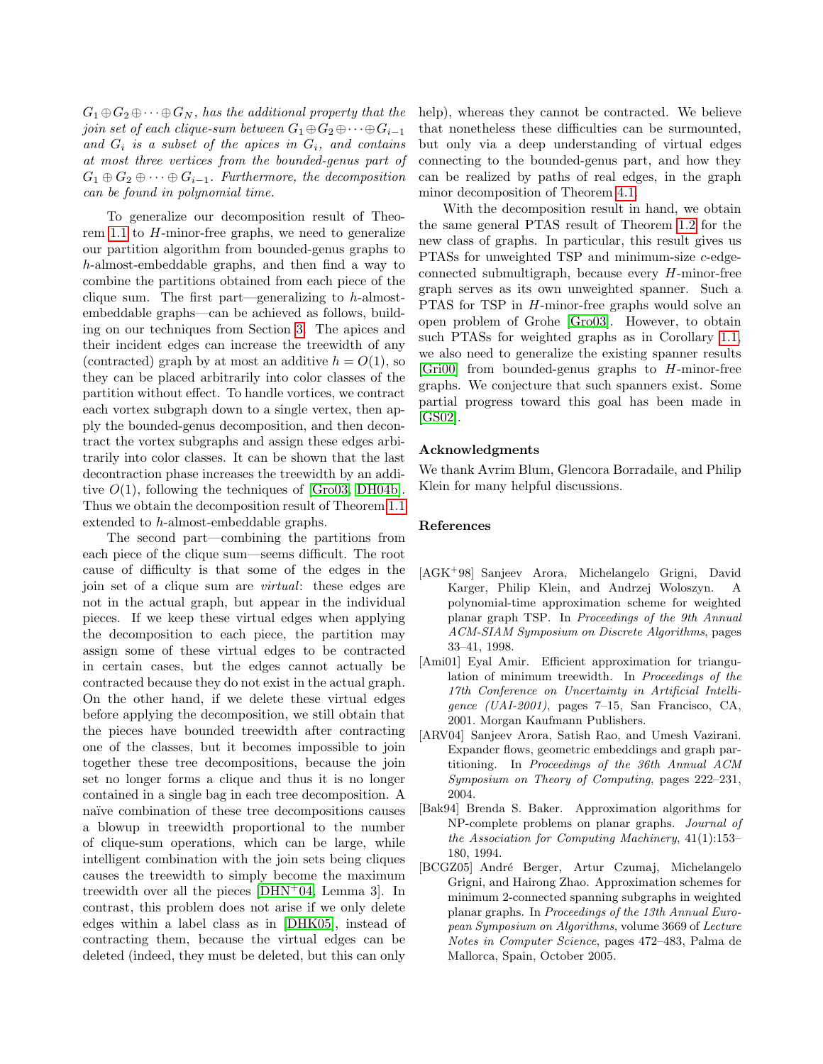*$G_1 \oplus G_2 \oplus \cdots \oplus G_N$, has the additional property that the join set of each clique-sum between $G_1 \oplus G_2 \oplus \cdots \oplus G_{i-1}$ and $G_i$ is a subset of the apices in $G_i$, and contains at most three vertices from the bounded-genus part of $G_1 \oplus G_2 \oplus \cdots \oplus G_{i-1}$. Furthermore, the decomposition can be found in polynomial time.*

To generalize our decomposition result of Theorem 1.1 to $H$-minor-free graphs, we need to generalize our partition algorithm from bounded-genus graphs to $h$-almost-embeddable graphs, and then find a way to combine the partitions obtained from each piece of the clique sum. The first part—generalizing to $h$-almost-embeddable graphs—can be achieved as follows, building on our techniques from Section 3. The apices and their incident edges can increase the treewidth of any (contracted) graph by at most an additive $h = O(1)$, so they can be placed arbitrarily into color classes of the partition without effect. To handle vortices, we contract each vortex subgraph down to a single vertex, then apply the bounded-genus decomposition, and then decontract the vortex subgraphs and assign these edges arbitrarily into color classes. It can be shown that the last decontraction phase increases the treewidth by an additive $O(1)$, following the techniques of [Gro03, DH04b]. Thus we obtain the decomposition result of Theorem 1.1 extended to $h$-almost-embeddable graphs.

The second part—combining the partitions from each piece of the clique sum—seems difficult. The root cause of difficulty is that some of the edges in the join set of a clique sum are *virtual*: these edges are not in the actual graph, but appear in the individual pieces. If we keep these virtual edges when applying the decomposition to each piece, the partition may assign some of these virtual edges to be contracted in certain cases, but the edges cannot actually be contracted because they do not exist in the actual graph. On the other hand, if we delete these virtual edges before applying the decomposition, we still obtain that the pieces have bounded treewidth after contracting one of the classes, but it becomes impossible to join together these tree decompositions, because the join set no longer forms a clique and thus it is no longer contained in a single bag in each tree decomposition. A naïve combination of these tree decompositions causes a blowup in treewidth proportional to the number of clique-sum operations, which can be large, while intelligent combination with the join sets being cliques causes the treewidth to simply become the maximum treewidth over all the pieces [DHN+04, Lemma 3]. In contrast, this problem does not arise if we only delete edges within a label class as in [DHK05], instead of contracting them, because the virtual edges can be deleted (indeed, they must be deleted, but this can only help), whereas they cannot be contracted. We believe that nonetheless these difficulties can be surmounted, but only via a deep understanding of virtual edges connecting to the bounded-genus part, and how they can be realized by paths of real edges, in the graph minor decomposition of Theorem 4.1.

With the decomposition result in hand, we obtain the same general PTAS result of Theorem 1.2 for the new class of graphs. In particular, this result gives us PTASs for unweighted TSP and minimum-size $c$-edge-connected submultigraph, because every $H$-minor-free graph serves as its own unweighted spanner. Such a PTAS for TSP in $H$-minor-free graphs would solve an open problem of Grohe [Gro03]. However, to obtain such PTASs for weighted graphs as in Corollary 1.1, we also need to generalize the existing spanner results [Gri00] from bounded-genus graphs to $H$-minor-free graphs. We conjecture that such spanners exist. Some partial progress toward this goal has been made in [GS02].

### Acknowledgments

We thank Avrim Blum, Glencora Borradaile, and Philip Klein for many helpful discussions.

## References

[AGK+98] Sanjeev Arora, Michelangelo Grigni, David Karger, Philip Klein, and Andrzej Woloszyn. A polynomial-time approximation scheme for weighted planar graph TSP. In *Proceedings of the 9th Annual ACM-SIAM Symposium on Discrete Algorithms*, pages 33–41, 1998.

[Ami01] Eyal Amir. Efficient approximation for triangulation of minimum treewidth. In *Proceedings of the 17th Conference on Uncertainty in Artificial Intelligence (UAI-2001)*, pages 7–15, San Francisco, CA, 2001. Morgan Kaufmann Publishers.

[ARV04] Sanjeev Arora, Satish Rao, and Umesh Vazirani. Expander flows, geometric embeddings and graph partitioning. In *Proceedings of the 36th Annual ACM Symposium on Theory of Computing*, pages 222–231, 2004.

[Bak94] Brenda S. Baker. Approximation algorithms for NP-complete problems on planar graphs. *Journal of the Association for Computing Machinery*, 41(1):153–180, 1994.

[BCGZ05] André Berger, Artur Czumaj, Michelangelo Grigni, and Hairong Zhao. Approximation schemes for minimum 2-connected spanning subgraphs in weighted planar graphs. In *Proceedings of the 13th Annual European Symposium on Algorithms*, volume 3669 of *Lecture Notes in Computer Science*, pages 472–483, Palma de Mallorca, Spain, October 2005.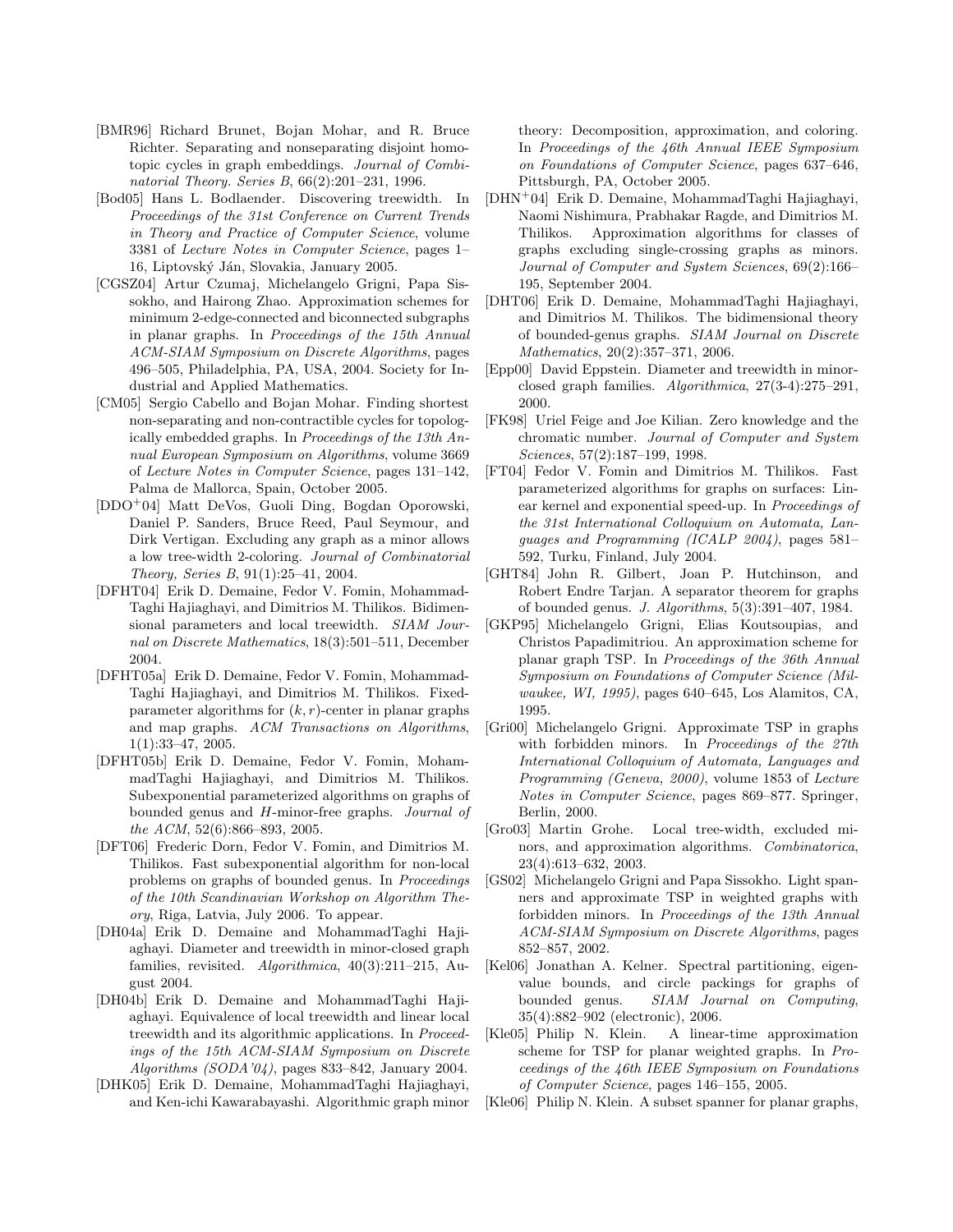[BMR96] Richard Brunet, Bojan Mohar, and R. Bruce Richter. Separating and nonseparating disjoint homotopic cycles in graph embeddings. *Journal of Combinatorial Theory. Series B*, 66(2):201–231, 1996.

[Bod05] Hans L. Bodlaender. Discovering treewidth. In *Proceedings of the 31st Conference on Current Trends in Theory and Practice of Computer Science*, volume 3381 of *Lecture Notes in Computer Science*, pages 1–16, Liptovský Ján, Slovakia, January 2005.

[CGSZ04] Artur Czumaj, Michelangelo Grigni, Papa Sissokho, and Hairong Zhao. Approximation schemes for minimum 2-edge-connected and biconnected subgraphs in planar graphs. In *Proceedings of the 15th Annual ACM-SIAM Symposium on Discrete Algorithms*, pages 496–505, Philadelphia, PA, USA, 2004. Society for Industrial and Applied Mathematics.

[CM05] Sergio Cabello and Bojan Mohar. Finding shortest non-separating and non-contractible cycles for topologically embedded graphs. In *Proceedings of the 13th Annual European Symposium on Algorithms*, volume 3669 of *Lecture Notes in Computer Science*, pages 131–142, Palma de Mallorca, Spain, October 2005.

[DDO+04] Matt DeVos, Guoli Ding, Bogdan Oporowski, Daniel P. Sanders, Bruce Reed, Paul Seymour, and Dirk Vertigan. Excluding any graph as a minor allows a low tree-width 2-coloring. *Journal of Combinatorial Theory, Series B*, 91(1):25–41, 2004.

[DFHT04] Erik D. Demaine, Fedor V. Fomin, MohammadTaghi Hajiaghayi, and Dimitrios M. Thilikos. Bidimensional parameters and local treewidth. *SIAM Journal on Discrete Mathematics*, 18(3):501–511, December 2004.

[DFHT05a] Erik D. Demaine, Fedor V. Fomin, MohammadTaghi Hajiaghayi, and Dimitrios M. Thilikos. Fixed-parameter algorithms for $(k, r)$-center in planar graphs and map graphs. *ACM Transactions on Algorithms*, 1(1):33–47, 2005.

[DFHT05b] Erik D. Demaine, Fedor V. Fomin, MohammadTaghi Hajiaghayi, and Dimitrios M. Thilikos. Subexponential parameterized algorithms on graphs of bounded genus and $H$-minor-free graphs. *Journal of the ACM*, 52(6):866–893, 2005.

[DFT06] Frederic Dorn, Fedor V. Fomin, and Dimitrios M. Thilikos. Fast subexponential algorithm for non-local problems on graphs of bounded genus. In *Proceedings of the 10th Scandinavian Workshop on Algorithm Theory*, Riga, Latvia, July 2006. To appear.

[DH04a] Erik D. Demaine and MohammadTaghi Hajiaghayi. Diameter and treewidth in minor-closed graph families, revisited. *Algorithmica*, 40(3):211–215, August 2004.

[DH04b] Erik D. Demaine and MohammadTaghi Hajiaghayi. Equivalence of local treewidth and linear local treewidth and its algorithmic applications. In *Proceedings of the 15th ACM-SIAM Symposium on Discrete Algorithms (SODA'04)*, pages 833–842, January 2004.

[DHK05] Erik D. Demaine, MohammadTaghi Hajiaghayi, and Ken-ichi Kawarabayashi. Algorithmic graph minor theory: Decomposition, approximation, and coloring. In *Proceedings of the 46th Annual IEEE Symposium on Foundations of Computer Science*, pages 637–646, Pittsburgh, PA, October 2005.

[DHN+04] Erik D. Demaine, MohammadTaghi Hajiaghayi, Naomi Nishimura, Prabhakar Ragde, and Dimitrios M. Thilikos. Approximation algorithms for classes of graphs excluding single-crossing graphs as minors. *Journal of Computer and System Sciences*, 69(2):166–195, September 2004.

[DHT06] Erik D. Demaine, MohammadTaghi Hajiaghayi, and Dimitrios M. Thilikos. The bidimensional theory of bounded-genus graphs. *SIAM Journal on Discrete Mathematics*, 20(2):357–371, 2006.

[Epp00] David Eppstein. Diameter and treewidth in minor-closed graph families. *Algorithmica*, 27(3-4):275–291, 2000.

[FK98] Uriel Feige and Joe Kilian. Zero knowledge and the chromatic number. *Journal of Computer and System Sciences*, 57(2):187–199, 1998.

[FT04] Fedor V. Fomin and Dimitrios M. Thilikos. Fast parameterized algorithms for graphs on surfaces: Linear kernel and exponential speed-up. In *Proceedings of the 31st International Colloquium on Automata, Languages and Programming (ICALP 2004)*, pages 581–592, Turku, Finland, July 2004.

[GHT84] John R. Gilbert, Joan P. Hutchinson, and Robert Endre Tarjan. A separator theorem for graphs of bounded genus. *J. Algorithms*, 5(3):391–407, 1984.

[GKP95] Michelangelo Grigni, Elias Koutsoupias, and Christos Papadimitriou. An approximation scheme for planar graph TSP. In *Proceedings of the 36th Annual Symposium on Foundations of Computer Science (Milwaukee, WI, 1995)*, pages 640–645, Los Alamitos, CA, 1995.

[Gri00] Michelangelo Grigni. Approximate TSP in graphs with forbidden minors. In *Proceedings of the 27th International Colloquium of Automata, Languages and Programming (Geneva, 2000)*, volume 1853 of *Lecture Notes in Computer Science*, pages 869–877. Springer, Berlin, 2000.

[Gro03] Martin Grohe. Local tree-width, excluded minors, and approximation algorithms. *Combinatorica*, 23(4):613–632, 2003.

[GS02] Michelangelo Grigni and Papa Sissokho. Light spanners and approximate TSP in weighted graphs with forbidden minors. In *Proceedings of the 13th Annual ACM-SIAM Symposium on Discrete Algorithms*, pages 852–857, 2002.

[Kel06] Jonathan A. Kelner. Spectral partitioning, eigenvalue bounds, and circle packings for graphs of bounded genus. *SIAM Journal on Computing*, 35(4):882–902 (electronic), 2006.

[Kle05] Philip N. Klein. A linear-time approximation scheme for TSP for planar weighted graphs. In *Proceedings of the 46th IEEE Symposium on Foundations of Computer Science*, pages 146–155, 2005.

[Kle06] Philip N. Klein. A subset spanner for planar graphs,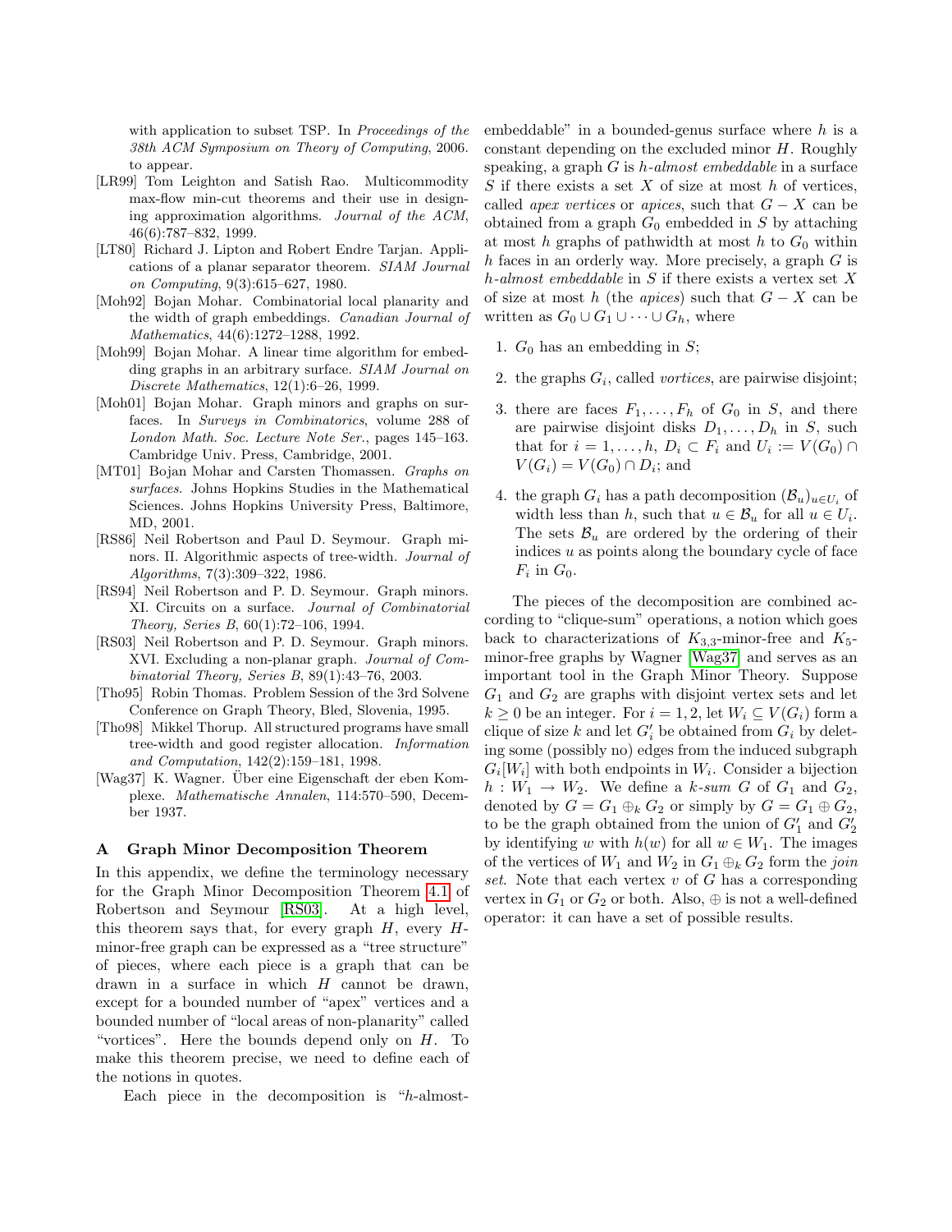with application to subset TSP. In *Proceedings of the 38th ACM Symposium on Theory of Computing*, 2006. to appear.

[LR99] Tom Leighton and Satish Rao. Multicommodity max-flow min-cut theorems and their use in designing approximation algorithms. *Journal of the ACM*, 46(6):787–832, 1999.

[LT80] Richard J. Lipton and Robert Endre Tarjan. Applications of a planar separator theorem. *SIAM Journal on Computing*, 9(3):615–627, 1980.

[Moh92] Bojan Mohar. Combinatorial local planarity and the width of graph embeddings. *Canadian Journal of Mathematics*, 44(6):1272–1288, 1992.

[Moh99] Bojan Mohar. A linear time algorithm for embedding graphs in an arbitrary surface. *SIAM Journal on Discrete Mathematics*, 12(1):6–26, 1999.

[Moh01] Bojan Mohar. Graph minors and graphs on surfaces. In *Surveys in Combinatorics*, volume 288 of *London Math. Soc. Lecture Note Ser.*, pages 145–163. Cambridge Univ. Press, Cambridge, 2001.

[MT01] Bojan Mohar and Carsten Thomassen. *Graphs on surfaces*. Johns Hopkins Studies in the Mathematical Sciences. Johns Hopkins University Press, Baltimore, MD, 2001.

[RS86] Neil Robertson and Paul D. Seymour. Graph minors. II. Algorithmic aspects of tree-width. *Journal of Algorithms*, 7(3):309–322, 1986.

[RS94] Neil Robertson and P. D. Seymour. Graph minors. XI. Circuits on a surface. *Journal of Combinatorial Theory, Series B*, 60(1):72–106, 1994.

[RS03] Neil Robertson and P. D. Seymour. Graph minors. XVI. Excluding a non-planar graph. *Journal of Combinatorial Theory, Series B*, 89(1):43–76, 2003.

[Tho95] Robin Thomas. Problem Session of the 3rd Solvene Conference on Graph Theory, Bled, Slovenia, 1995.

[Tho98] Mikkel Thorup. All structured programs have small tree-width and good register allocation. *Information and Computation*, 142(2):159–181, 1998.

[Wag37] K. Wagner. Über eine Eigenschaft der eben Komplexe. *Mathematische Annalen*, 114:570–590, December 1937.

## A Graph Minor Decomposition Theorem

In this appendix, we define the terminology necessary for the Graph Minor Decomposition Theorem 4.1 of Robertson and Seymour [RS03]. At a high level, this theorem says that, for every graph $H$, every $H$-minor-free graph can be expressed as a "tree structure" of pieces, where each piece is a graph that can be drawn in a surface in which $H$ cannot be drawn, except for a bounded number of "apex" vertices and a bounded number of "local areas of non-planarity" called "vortices". Here the bounds depend only on $H$. To make this theorem precise, we need to define each of the notions in quotes.

Each piece in the decomposition is "$h$-almost-embeddable" in a bounded-genus surface where $h$ is a constant depending on the excluded minor $H$. Roughly speaking, a graph $G$ is *$h$-almost embeddable* in a surface $S$ if there exists a set $X$ of size at most $h$ of vertices, called *apex vertices* or *apices*, such that $G - X$ can be obtained from a graph $G_0$ embedded in $S$ by attaching at most $h$ graphs of pathwidth at most $h$ to $G_0$ within $h$ faces in an orderly way. More precisely, a graph $G$ is *$h$-almost embeddable* in $S$ if there exists a vertex set $X$ of size at most $h$ (the *apices*) such that $G - X$ can be written as $G_0 \cup G_1 \cup \cdots \cup G_h$, where

1. $G_0$ has an embedding in $S$;
2. the graphs $G_i$, called *vortices*, are pairwise disjoint;
3. there are faces $F_1, \ldots, F_h$ of $G_0$ in $S$, and there are pairwise disjoint disks $D_1, \ldots, D_h$ in $S$, such that for $i = 1, \ldots, h$, $D_i \subset F_i$ and $U_i := V(G_0) \cap V(G_i) = V(G_0) \cap D_i$; and
4. the graph $G_i$ has a path decomposition $(\mathcal{B}_u)_{u \in U_i}$ of width less than $h$, such that $u \in \mathcal{B}_u$ for all $u \in U_i$. The sets $\mathcal{B}_u$ are ordered by the ordering of their indices $u$ as points along the boundary cycle of face $F_i$ in $G_0$.

The pieces of the decomposition are combined according to "clique-sum" operations, a notion which goes back to characterizations of $K_{3,3}$-minor-free and $K_5$-minor-free graphs by Wagner [Wag37] and serves as an important tool in the Graph Minor Theory. Suppose $G_1$ and $G_2$ are graphs with disjoint vertex sets and let $k \geq 0$ be an integer. For $i = 1, 2$, let $W_i \subseteq V(G_i)$ form a clique of size $k$ and let $G_i'$ be obtained from $G_i$ by deleting some (possibly no) edges from the induced subgraph $G_i[W_i]$ with both endpoints in $W_i$. Consider a bijection $h : W_1 \to W_2$. We define a *$k$-sum* $G$ of $G_1$ and $G_2$, denoted by $G = G_1 \oplus_k G_2$ or simply by $G = G_1 \oplus G_2$, to be the graph obtained from the union of $G_1'$ and $G_2'$ by identifying $w$ with $h(w)$ for all $w \in W_1$. The images of the vertices of $W_1$ and $W_2$ in $G_1 \oplus_k G_2$ form the *join set*. Note that each vertex $v$ of $G$ has a corresponding vertex in $G_1$ or $G_2$ or both. Also, $\oplus$ is not a well-defined operator: it can have a set of possible results.